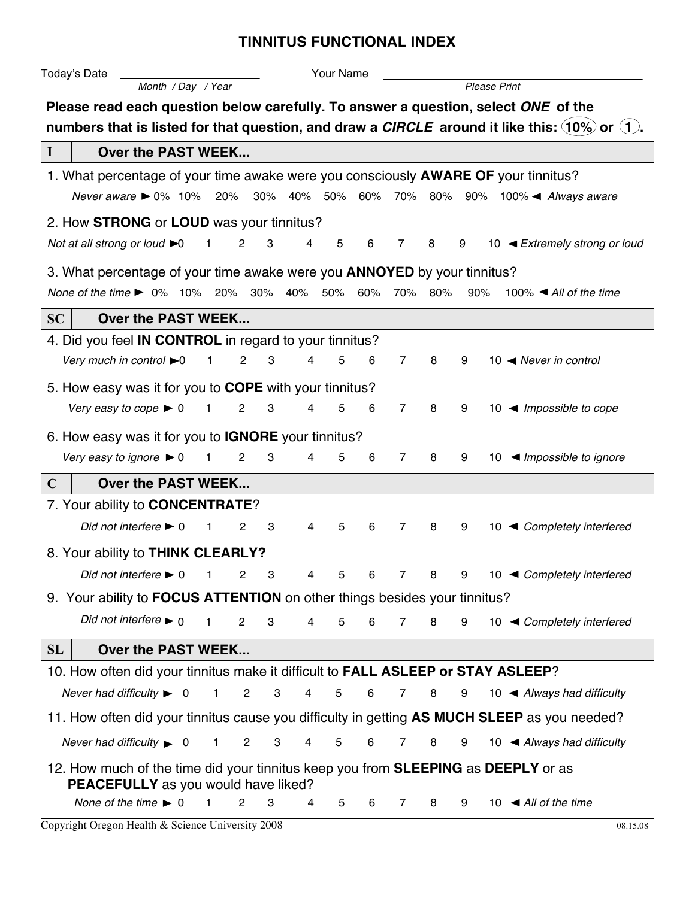# TINNITUS FUNCTIONAL INDEX

Today's Date ______________________ Your Name ______________________________
*Month / Day / Year* *Please Print*

**Please read each question below carefully. To answer a question, select *ONE* of the numbers that is listed for that question, and draw a *CIRCLE* around it like this: (10%) or (1).**

## I — Over the PAST WEEK...

1. What percentage of your time awake were you consciously **AWARE OF** your tinnitus?

*Never aware* ► 0% 10% 20% 30% 40% 50% 60% 70% 80% 90% 100% ◄ *Always aware*

2. How **STRONG** or **LOUD** was your tinnitus?

*Not at all strong or loud* ► 0 1 2 3 4 5 6 7 8 9 10 ◄ *Extremely strong or loud*

3. What percentage of your time awake were you **ANNOYED** by your tinnitus?

*None of the time* ► 0% 10% 20% 30% 40% 50% 60% 70% 80% 90% 100% ◄ *All of the time*

## SC — Over the PAST WEEK...

4. Did you feel **IN CONTROL** in regard to your tinnitus?

*Very much in control* ► 0 1 2 3 4 5 6 7 8 9 10 ◄ *Never in control*

5. How easy was it for you to **COPE** with your tinnitus?

*Very easy to cope* ► 0 1 2 3 4 5 6 7 8 9 10 ◄ *Impossible to cope*

6. How easy was it for you to **IGNORE** your tinnitus?

*Very easy to ignore* ► 0 1 2 3 4 5 6 7 8 9 10 ◄ *Impossible to ignore*

## C — Over the PAST WEEK...

7. Your ability to **CONCENTRATE**?

*Did not interfere* ► 0 1 2 3 4 5 6 7 8 9 10 ◄ *Completely interfered*

8. Your ability to **THINK CLEARLY?**

*Did not interfere* ► 0 1 2 3 4 5 6 7 8 9 10 ◄ *Completely interfered*

9. Your ability to **FOCUS ATTENTION** on other things besides your tinnitus?

*Did not interfere* ► 0 1 2 3 4 5 6 7 8 9 10 ◄ *Completely interfered*

## SL — Over the PAST WEEK...

10. How often did your tinnitus make it difficult to **FALL ASLEEP or STAY ASLEEP**?

*Never had difficulty* ► 0 1 2 3 4 5 6 7 8 9 10 ◄ *Always had difficulty*

11. How often did your tinnitus cause you difficulty in getting **AS MUCH SLEEP** as you needed?

*Never had difficulty* ► 0 1 2 3 4 5 6 7 8 9 10 ◄ *Always had difficulty*

12. How much of the time did your tinnitus keep you from **SLEEPING** as **DEEPLY** or as **PEACEFULLY** as you would have liked?

*None of the time* ► 0 1 2 3 4 5 6 7 8 9 10 ◄ *All of the time*

Copyright Oregon Health & Science University 2008 08.15.08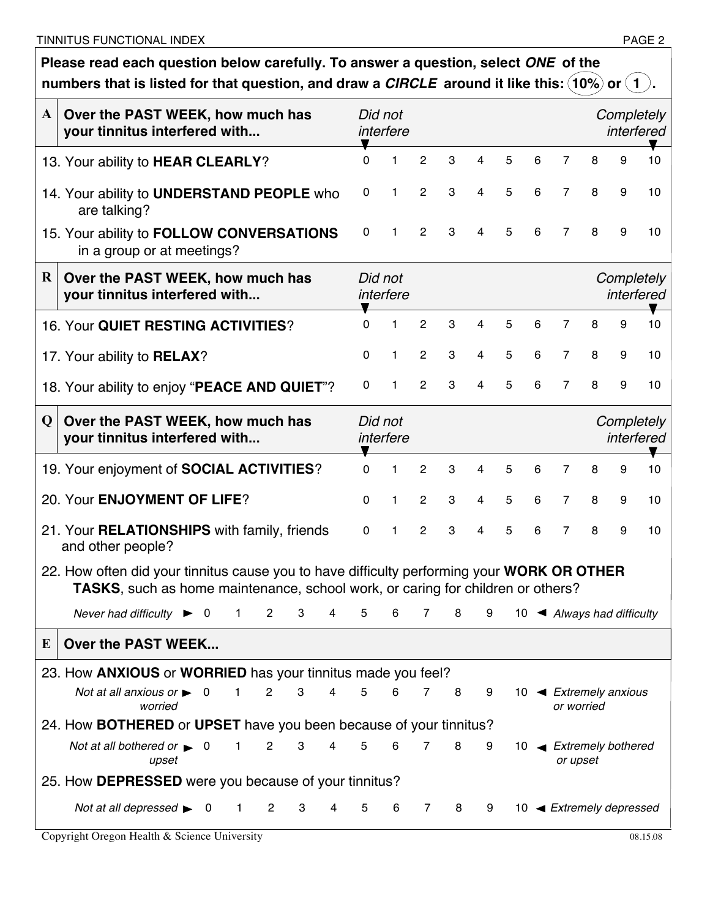**Please read each question below carefully. To answer a question, select *ONE* of the numbers that is listed for that question, and draw a *CIRCLE* around it like this: (10%) or (1).**

| **A** | **Over the PAST WEEK, how much has your tinnitus interfered with...** | *Did not interfere* | | | | | | | | | | *Completely interfered* |
|---|---|---|---|---|---|---|---|---|---|---|---|---|
| | 13. Your ability to **HEAR CLEARLY**? | 0 | 1 | 2 | 3 | 4 | 5 | 6 | 7 | 8 | 9 | 10 |
| | 14. Your ability to **UNDERSTAND PEOPLE** who are talking? | 0 | 1 | 2 | 3 | 4 | 5 | 6 | 7 | 8 | 9 | 10 |
| | 15. Your ability to **FOLLOW CONVERSATIONS** in a group or at meetings? | 0 | 1 | 2 | 3 | 4 | 5 | 6 | 7 | 8 | 9 | 10 |

| **R** | **Over the PAST WEEK, how much has your tinnitus interfered with...** | *Did not interfere* | | | | | | | | | | *Completely interfered* |
|---|---|---|---|---|---|---|---|---|---|---|---|---|
| | 16. Your **QUIET RESTING ACTIVITIES**? | 0 | 1 | 2 | 3 | 4 | 5 | 6 | 7 | 8 | 9 | 10 |
| | 17. Your ability to **RELAX**? | 0 | 1 | 2 | 3 | 4 | 5 | 6 | 7 | 8 | 9 | 10 |
| | 18. Your ability to enjoy "**PEACE AND QUIET**"? | 0 | 1 | 2 | 3 | 4 | 5 | 6 | 7 | 8 | 9 | 10 |

| **Q** | **Over the PAST WEEK, how much has your tinnitus interfered with...** | *Did not interfere* | | | | | | | | | | *Completely interfered* |
|---|---|---|---|---|---|---|---|---|---|---|---|---|
| | 19. Your enjoyment of **SOCIAL ACTIVITIES**? | 0 | 1 | 2 | 3 | 4 | 5 | 6 | 7 | 8 | 9 | 10 |
| | 20. Your **ENJOYMENT OF LIFE**? | 0 | 1 | 2 | 3 | 4 | 5 | 6 | 7 | 8 | 9 | 10 |
| | 21. Your **RELATIONSHIPS** with family, friends and other people? | 0 | 1 | 2 | 3 | 4 | 5 | 6 | 7 | 8 | 9 | 10 |

22. How often did your tinnitus cause you to have difficulty performing your **WORK OR OTHER TASKS**, such as home maintenance, school work, or caring for children or others?

*Never had difficulty* ► 0 1 2 3 4 5 6 7 8 9 10 ◄ *Always had difficulty*

**E** **Over the PAST WEEK...**

23. How **ANXIOUS** or **WORRIED** has your tinnitus made you feel?

*Not at all anxious or worried* ► 0 1 2 3 4 5 6 7 8 9 10 ◄ *Extremely anxious or worried*

24. How **BOTHERED** or **UPSET** have you been because of your tinnitus?

*Not at all bothered or upset* ► 0 1 2 3 4 5 6 7 8 9 10 ◄ *Extremely bothered or upset*

25. How **DEPRESSED** were you because of your tinnitus?

*Not at all depressed* ► 0 1 2 3 4 5 6 7 8 9 10 ◄ *Extremely depressed*

Copyright Oregon Health & Science University

08.15.08